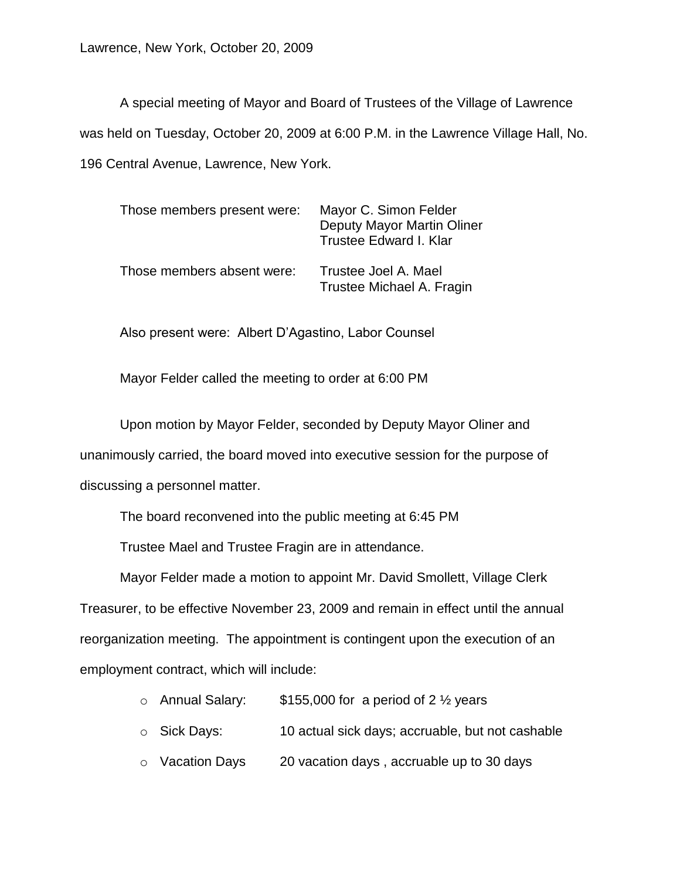Lawrence, New York, October 20, 2009

A special meeting of Mayor and Board of Trustees of the Village of Lawrence was held on Tuesday, October 20, 2009 at 6:00 P.M. in the Lawrence Village Hall, No. 196 Central Avenue, Lawrence, New York.

| | |
|---|---|
| Those members present were: | Mayor C. Simon Felder<br>Deputy Mayor Martin Oliner<br>Trustee Edward I. Klar |
| Those members absent were: | Trustee Joel A. Mael<br>Trustee Michael A. Fragin |

Also present were: Albert D'Agastino, Labor Counsel

Mayor Felder called the meeting to order at 6:00 PM

Upon motion by Mayor Felder, seconded by Deputy Mayor Oliner and unanimously carried, the board moved into executive session for the purpose of discussing a personnel matter.

The board reconvened into the public meeting at 6:45 PM

Trustee Mael and Trustee Fragin are in attendance.

Mayor Felder made a motion to appoint Mr. David Smollett, Village Clerk Treasurer, to be effective November 23, 2009 and remain in effect until the annual reorganization meeting. The appointment is contingent upon the execution of an employment contract, which will include:

- Annual Salary: $155,000 for a period of 2 ½ years
- Sick Days: 10 actual sick days; accruable, but not cashable
- Vacation Days 20 vacation days , accruable up to 30 days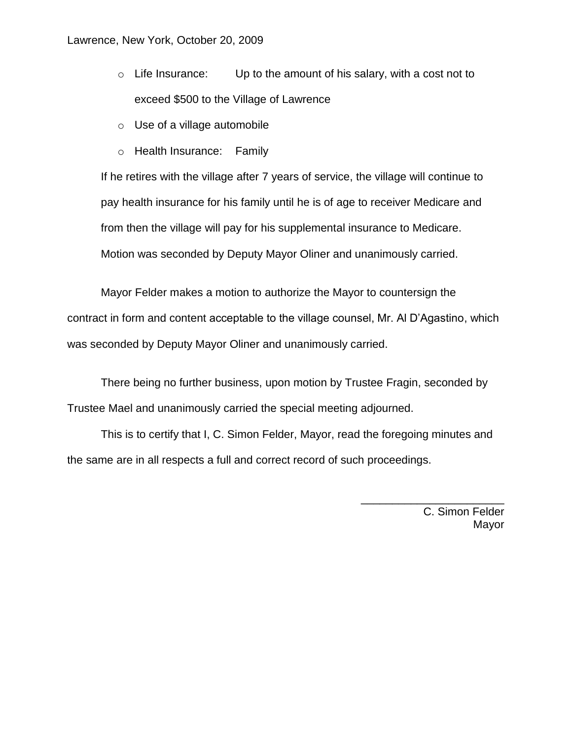- Life Insurance: Up to the amount of his salary, with a cost not to exceed $500 to the Village of Lawrence
- Use of a village automobile
- Health Insurance: Family

If he retires with the village after 7 years of service, the village will continue to pay health insurance for his family until he is of age to receiver Medicare and from then the village will pay for his supplemental insurance to Medicare. Motion was seconded by Deputy Mayor Oliner and unanimously carried.

Mayor Felder makes a motion to authorize the Mayor to countersign the contract in form and content acceptable to the village counsel, Mr. Al D'Agastino, which was seconded by Deputy Mayor Oliner and unanimously carried.

There being no further business, upon motion by Trustee Fragin, seconded by Trustee Mael and unanimously carried the special meeting adjourned.

This is to certify that I, C. Simon Felder, Mayor, read the foregoing minutes and the same are in all respects a full and correct record of such proceedings.

\_\_\_\_\_\_\_\_\_\_\_\_\_\_\_\_\_\_\_\_\_\_\_\_

C. Simon Felder
Mayor